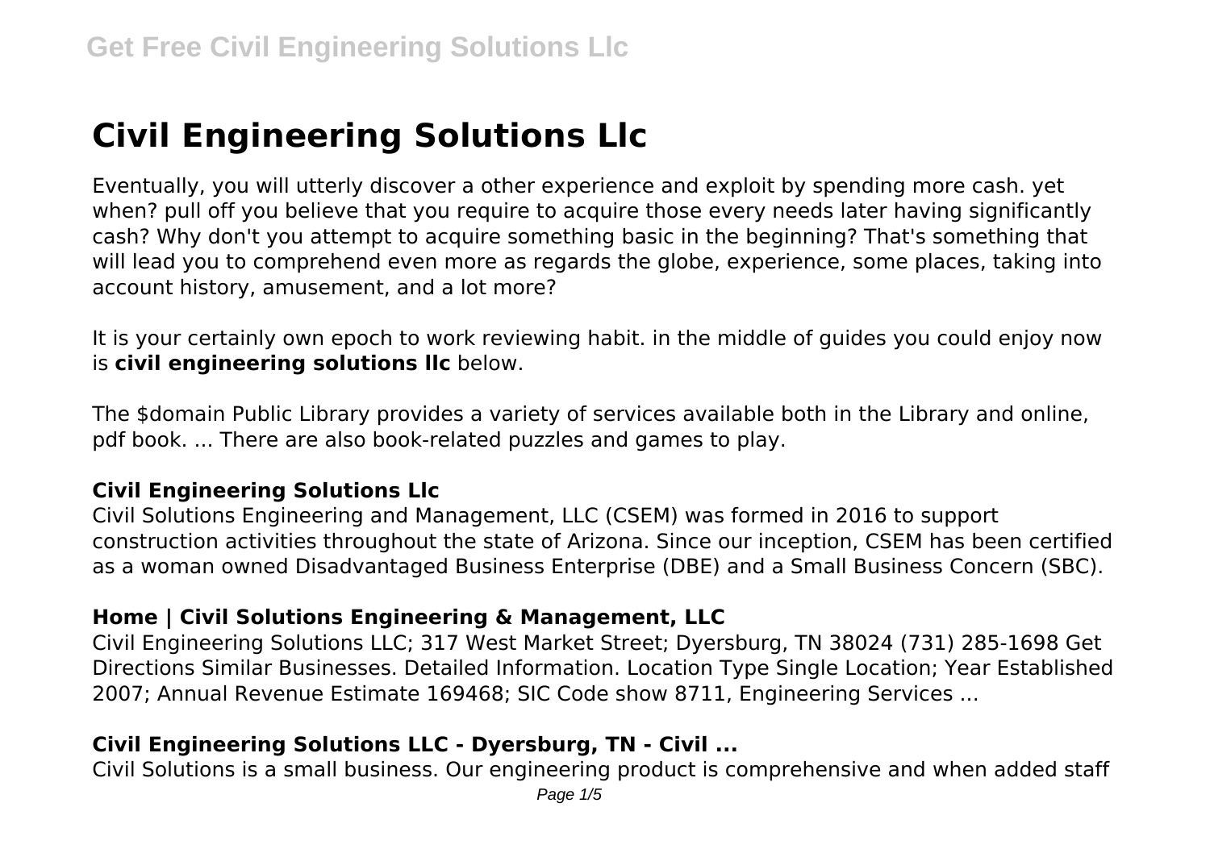# Civil Engineering Solutions Llc

Eventually, you will utterly discover a other experience and exploit by spending more cash. yet when? pull off you believe that you require to acquire those every needs later having significantly cash? Why don't you attempt to acquire something basic in the beginning? That's something that will lead you to comprehend even more as regards the globe, experience, some places, taking into account history, amusement, and a lot more?

It is your certainly own epoch to work reviewing habit. in the middle of guides you could enjoy now is **civil engineering solutions llc** below.

The $domain Public Library provides a variety of services available both in the Library and online, pdf book. ... There are also book-related puzzles and games to play.

### Civil Engineering Solutions Llc

Civil Solutions Engineering and Management, LLC (CSEM) was formed in 2016 to support construction activities throughout the state of Arizona. Since our inception, CSEM has been certified as a woman owned Disadvantaged Business Enterprise (DBE) and a Small Business Concern (SBC).

### Home | Civil Solutions Engineering & Management, LLC

Civil Engineering Solutions LLC; 317 West Market Street; Dyersburg, TN 38024 (731) 285-1698 Get Directions Similar Businesses. Detailed Information. Location Type Single Location; Year Established 2007; Annual Revenue Estimate 169468; SIC Code show 8711, Engineering Services ...

### Civil Engineering Solutions LLC - Dyersburg, TN - Civil ...

Civil Solutions is a small business. Our engineering product is comprehensive and when added staff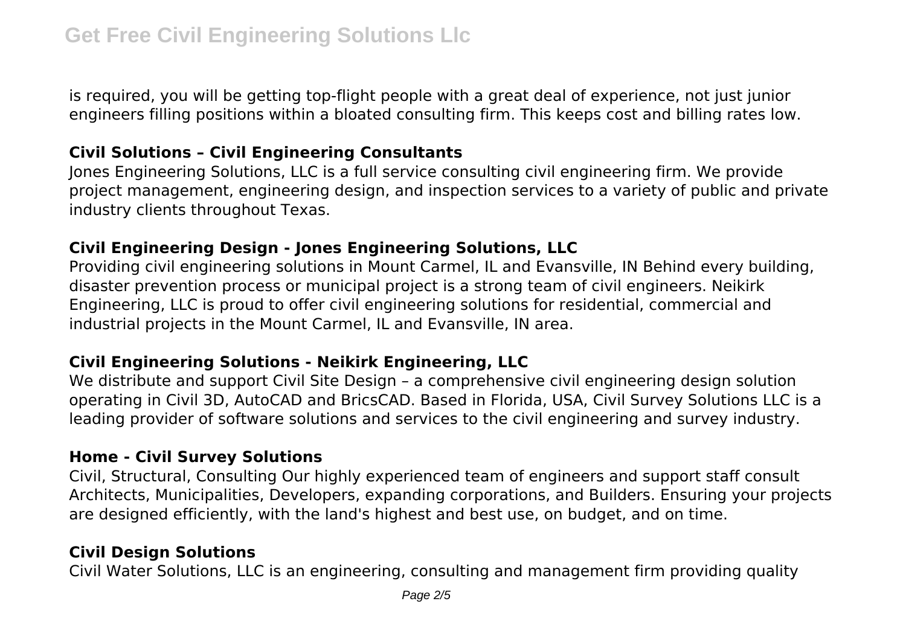is required, you will be getting top-flight people with a great deal of experience, not just junior engineers filling positions within a bloated consulting firm. This keeps cost and billing rates low.

### Civil Solutions – Civil Engineering Consultants

Jones Engineering Solutions, LLC is a full service consulting civil engineering firm. We provide project management, engineering design, and inspection services to a variety of public and private industry clients throughout Texas.

### Civil Engineering Design - Jones Engineering Solutions, LLC

Providing civil engineering solutions in Mount Carmel, IL and Evansville, IN Behind every building, disaster prevention process or municipal project is a strong team of civil engineers. Neikirk Engineering, LLC is proud to offer civil engineering solutions for residential, commercial and industrial projects in the Mount Carmel, IL and Evansville, IN area.

### Civil Engineering Solutions - Neikirk Engineering, LLC

We distribute and support Civil Site Design – a comprehensive civil engineering design solution operating in Civil 3D, AutoCAD and BricsCAD. Based in Florida, USA, Civil Survey Solutions LLC is a leading provider of software solutions and services to the civil engineering and survey industry.

### Home - Civil Survey Solutions

Civil, Structural, Consulting Our highly experienced team of engineers and support staff consult Architects, Municipalities, Developers, expanding corporations, and Builders. Ensuring your projects are designed efficiently, with the land's highest and best use, on budget, and on time.

### Civil Design Solutions

Civil Water Solutions, LLC is an engineering, consulting and management firm providing quality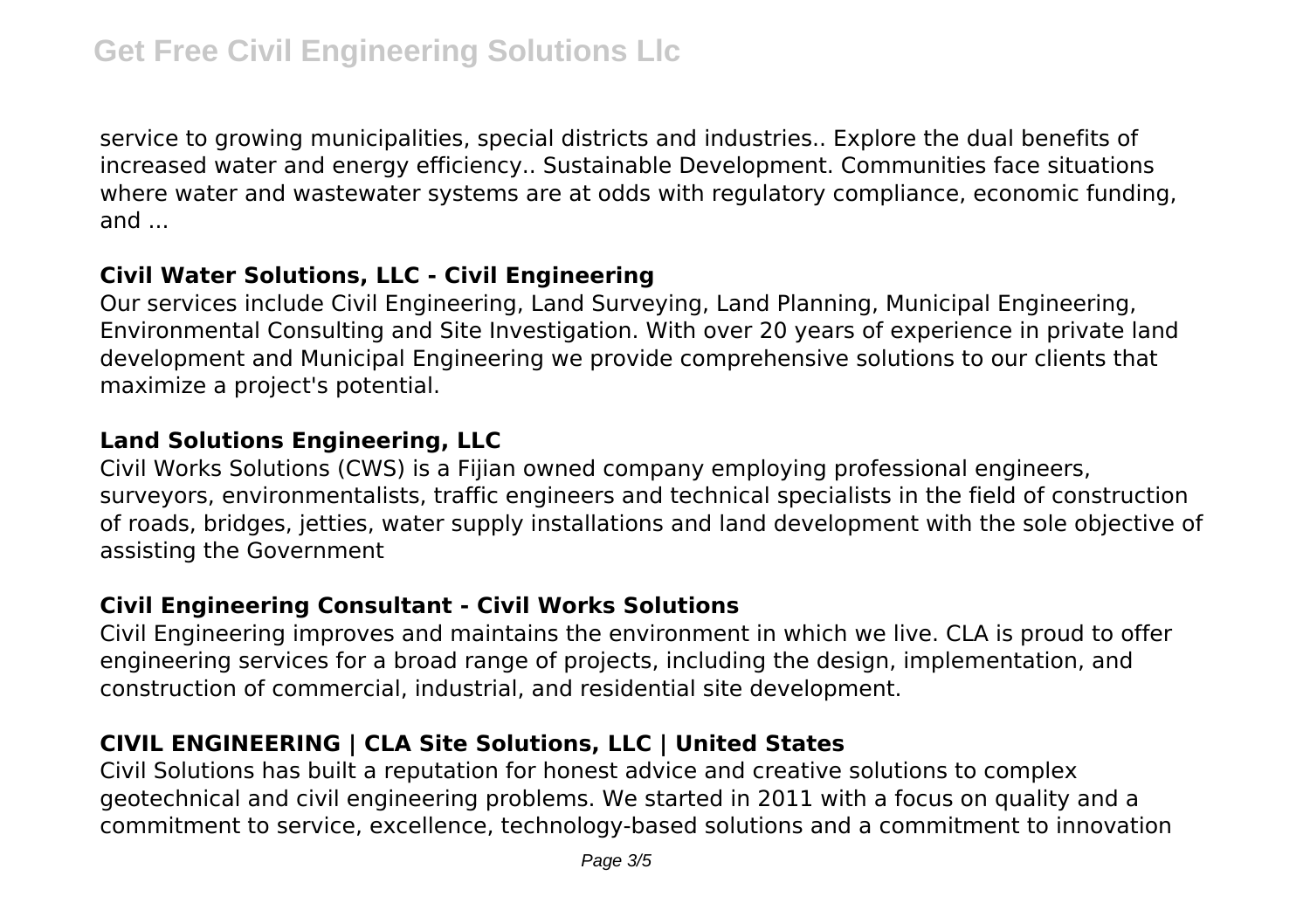service to growing municipalities, special districts and industries.. Explore the dual benefits of increased water and energy efficiency.. Sustainable Development. Communities face situations where water and wastewater systems are at odds with regulatory compliance, economic funding, and ...

### Civil Water Solutions, LLC - Civil Engineering

Our services include Civil Engineering, Land Surveying, Land Planning, Municipal Engineering, Environmental Consulting and Site Investigation. With over 20 years of experience in private land development and Municipal Engineering we provide comprehensive solutions to our clients that maximize a project's potential.

### Land Solutions Engineering, LLC

Civil Works Solutions (CWS) is a Fijian owned company employing professional engineers, surveyors, environmentalists, traffic engineers and technical specialists in the field of construction of roads, bridges, jetties, water supply installations and land development with the sole objective of assisting the Government

### Civil Engineering Consultant - Civil Works Solutions

Civil Engineering improves and maintains the environment in which we live. CLA is proud to offer engineering services for a broad range of projects, including the design, implementation, and construction of commercial, industrial, and residential site development.

### CIVIL ENGINEERING | CLA Site Solutions, LLC | United States

Civil Solutions has built a reputation for honest advice and creative solutions to complex geotechnical and civil engineering problems. We started in 2011 with a focus on quality and a commitment to service, excellence, technology-based solutions and a commitment to innovation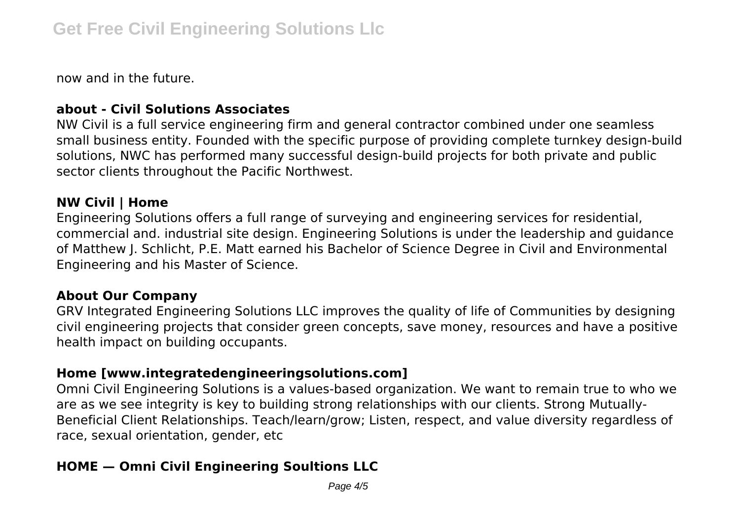now and in the future.

### about - Civil Solutions Associates

NW Civil is a full service engineering firm and general contractor combined under one seamless small business entity. Founded with the specific purpose of providing complete turnkey design-build solutions, NWC has performed many successful design-build projects for both private and public sector clients throughout the Pacific Northwest.

### NW Civil | Home

Engineering Solutions offers a full range of surveying and engineering services for residential, commercial and. industrial site design. Engineering Solutions is under the leadership and guidance of Matthew J. Schlicht, P.E. Matt earned his Bachelor of Science Degree in Civil and Environmental Engineering and his Master of Science.

### About Our Company

GRV Integrated Engineering Solutions LLC improves the quality of life of Communities by designing civil engineering projects that consider green concepts, save money, resources and have a positive health impact on building occupants.

### Home [www.integratedengineeringsolutions.com]

Omni Civil Engineering Solutions is a values-based organization. We want to remain true to who we are as we see integrity is key to building strong relationships with our clients. Strong Mutually-Beneficial Client Relationships. Teach/learn/grow; Listen, respect, and value diversity regardless of race, sexual orientation, gender, etc

### HOME — Omni Civil Engineering Soultions LLC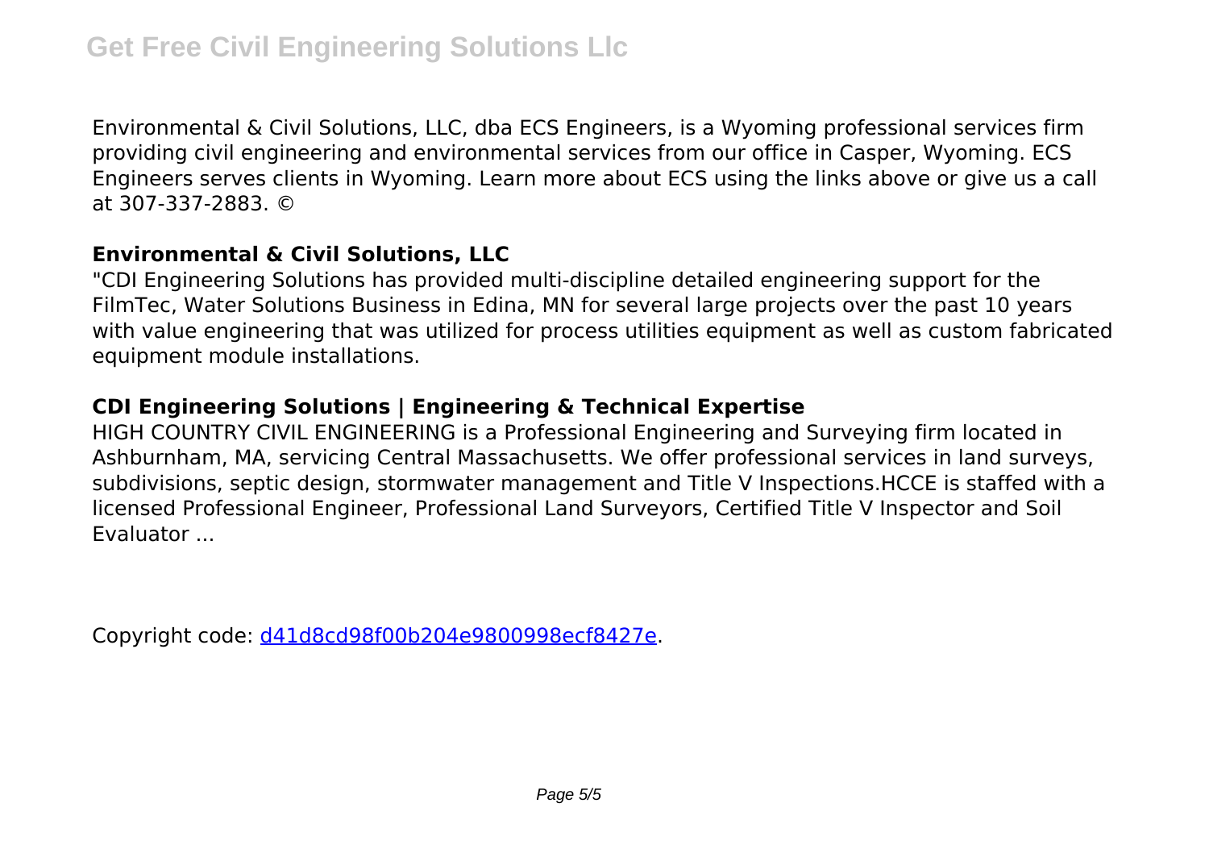Environmental & Civil Solutions, LLC, dba ECS Engineers, is a Wyoming professional services firm providing civil engineering and environmental services from our office in Casper, Wyoming. ECS Engineers serves clients in Wyoming. Learn more about ECS using the links above or give us a call at 307-337-2883. ©

**Environmental & Civil Solutions, LLC**

"CDI Engineering Solutions has provided multi-discipline detailed engineering support for the FilmTec, Water Solutions Business in Edina, MN for several large projects over the past 10 years with value engineering that was utilized for process utilities equipment as well as custom fabricated equipment module installations.

**CDI Engineering Solutions | Engineering & Technical Expertise**

HIGH COUNTRY CIVIL ENGINEERING is a Professional Engineering and Surveying firm located in Ashburnham, MA, servicing Central Massachusetts. We offer professional services in land surveys, subdivisions, septic design, stormwater management and Title V Inspections.HCCE is staffed with a licensed Professional Engineer, Professional Land Surveyors, Certified Title V Inspector and Soil Evaluator ...

Copyright code: d41d8cd98f00b204e9800998ecf8427e.